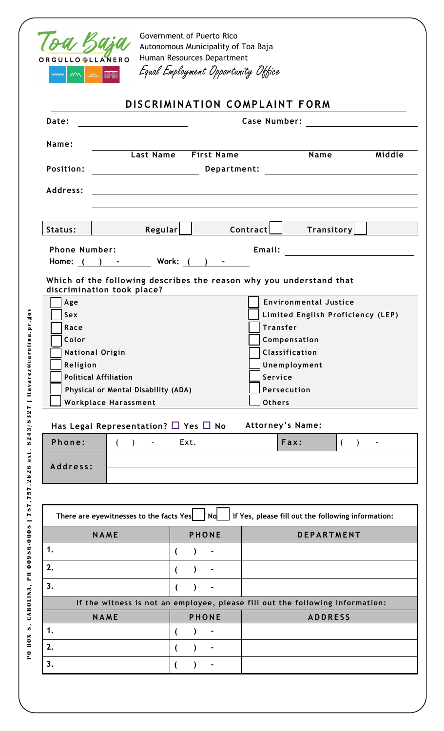Toa Baja
ORGULLO LLANERO

Government of Puerto Rico
Autonomous Municipality of Toa Baja
Human Resources Department
*Equal Employment Opportunity Office*

# DISCRIMINATION COMPLAINT FORM

**Date:** ____________ **Case Number:** ____________

**Name:** ____________
Last Name First Name Name Middle

**Position:** ____________ **Department:** ____________

**Address:** ____________

| Status: | Regular ☐ | Contract ☐ | Transitory ☐ |
|---|---|---|---|

**Phone Number:**
**Home:** ( ) - **Work:** ( ) -

**Email:** ____________

**Which of the following describes the reason why you understand that discrimination took place?**

| | |
|---|---|
| ☐ Age | ☐ Environmental Justice |
| ☐ Sex | ☐ Limited English Proficiency (LEP) |
| ☐ Race | ☐ Transfer |
| ☐ Color | ☐ Compensation |
| ☐ National Origin | ☐ Classification |
| ☐ Religion | ☐ Unemployment |
| ☐ Political Affiliation | ☐ Service |
| ☐ Physical or Mental Disability (ADA) | ☐ Persecution |
| ☐ Workplace Harassment | ☐ Others |

**Has Legal Representation?** ☐ Yes ☐ No **Attorney's Name:**

| Phone: | ( ) - Ext. | Fax: | ( ) - |
|---|---|---|---|
| Address: | | | |
| | | | |

There are eyewitnesses to the facts Yes ☐ No ☐ If Yes, please fill out the following information:

| NAME | PHONE | DEPARTMENT |
|---|---|---|
| 1. | ( ) - | |
| 2. | ( ) - | |
| 3. | ( ) - | |

If the witness is not an employee, please fill out the following information:

| NAME | PHONE | ADDRESS |
|---|---|---|
| 1. | ( ) - | |
| 2. | ( ) - | |
| 3. | ( ) - | |

PO BOX 8, CAROLINA, PR 00986-0008 | 787.757.2626 ext. 8243/8327 | ltavarez@carolina.pr.gov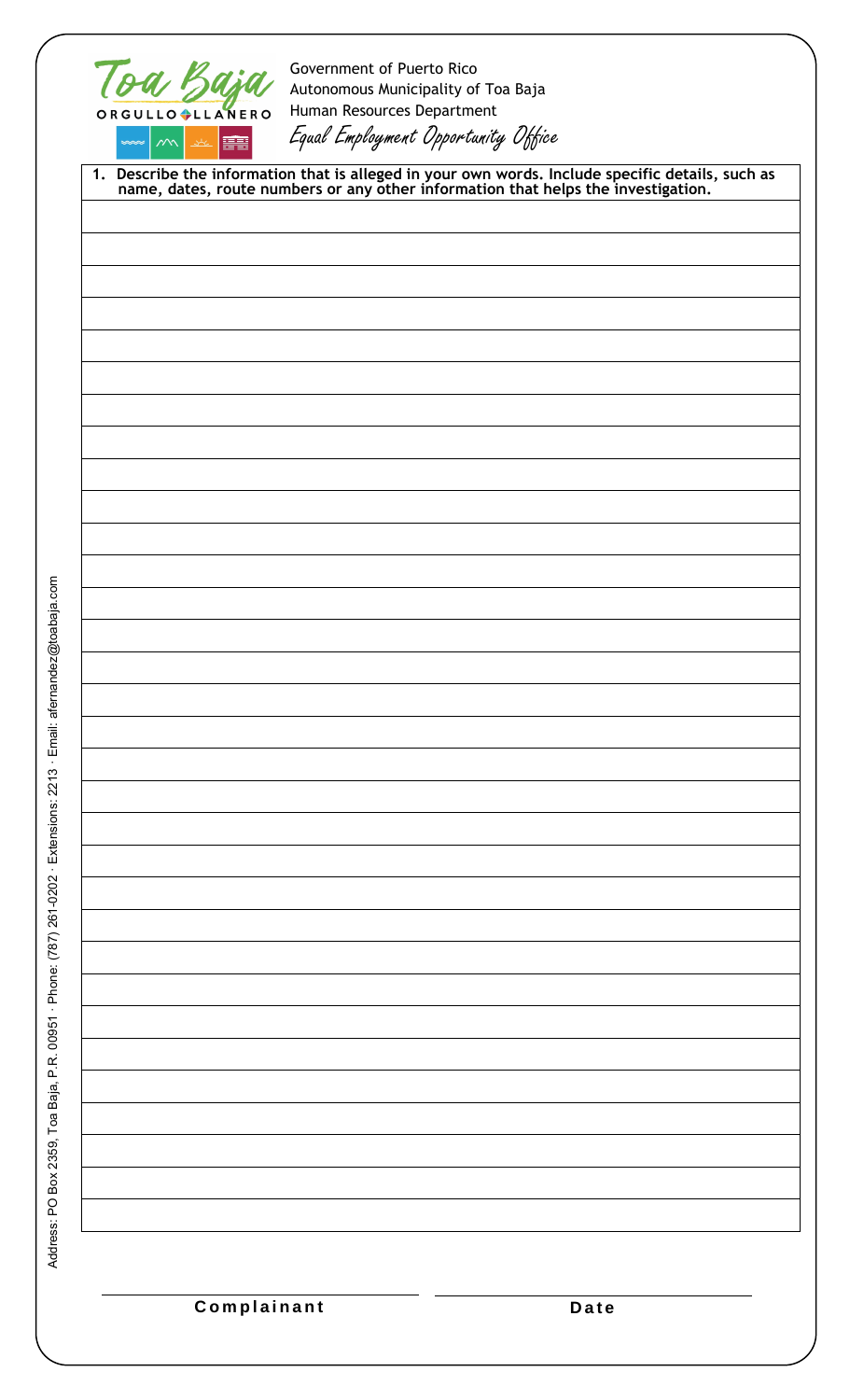Toa Baja
ORGULLO LLANERO

Government of Puerto Rico
Autonomous Municipality of Toa Baja
Human Resources Department
*Equal Employment Opportunity Office*

**1. Describe the information that is alleged in your own words. Include specific details, such as name, dates, route numbers or any other information that helps the investigation.**

**Complainant** **Date**

Address: PO Box 2359, Toa Baja, P.R. 00951 · Phone: (787) 261-0202 · Extensions: 2213 · Email: afernandez@toabaja.com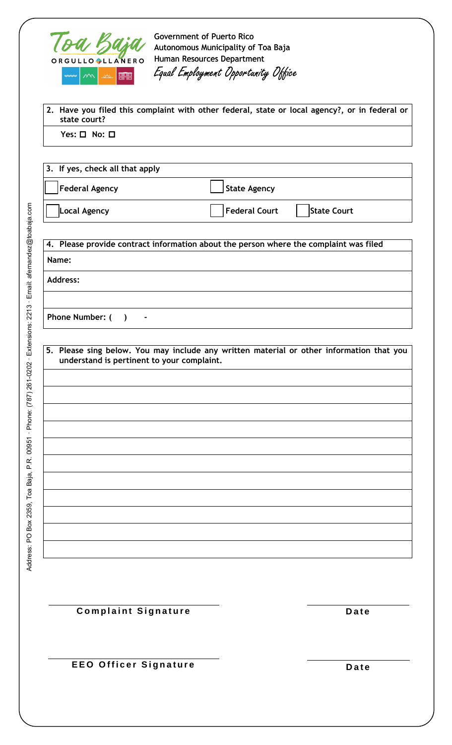Government of Puerto Rico
Autonomous Municipality of Toa Baja
Human Resources Department
*Equal Employment Opportunity Office*

| |
|---|
| **2. Have you filed this complaint with other federal, state or local agency?, or in federal or state court?** |
| **Yes: ☐ No: ☐** |

| | | |
|---|---|---|
| **3. If yes, check all that apply** | | |
| ☐ **Federal Agency** | ☐ **State Agency** | |
| ☐ **Local Agency** | ☐ **Federal Court** | ☐ **State Court** |

| |
|---|
| **4. Please provide contract information about the person where the complaint was filed** |
| **Name:** |
| **Address:** |
| |
| **Phone Number: (   )   -** |

| |
|---|
| **5. Please sing below. You may include any written material or other information that you understand is pertinent to your complaint.** |
| |
| |
| |
| |
| |
| |
| |
| |
| |
| |
| |

**Complaint Signature** ______________________ **Date** ____________

**EEO Officer Signature** ______________________ **Date** ____________

Address: PO Box 2359, Toa Baja, P.R. 00951 · Phone: (787) 261-0202 · Extensions: 2213 · Email: afernandez@toabaja.com